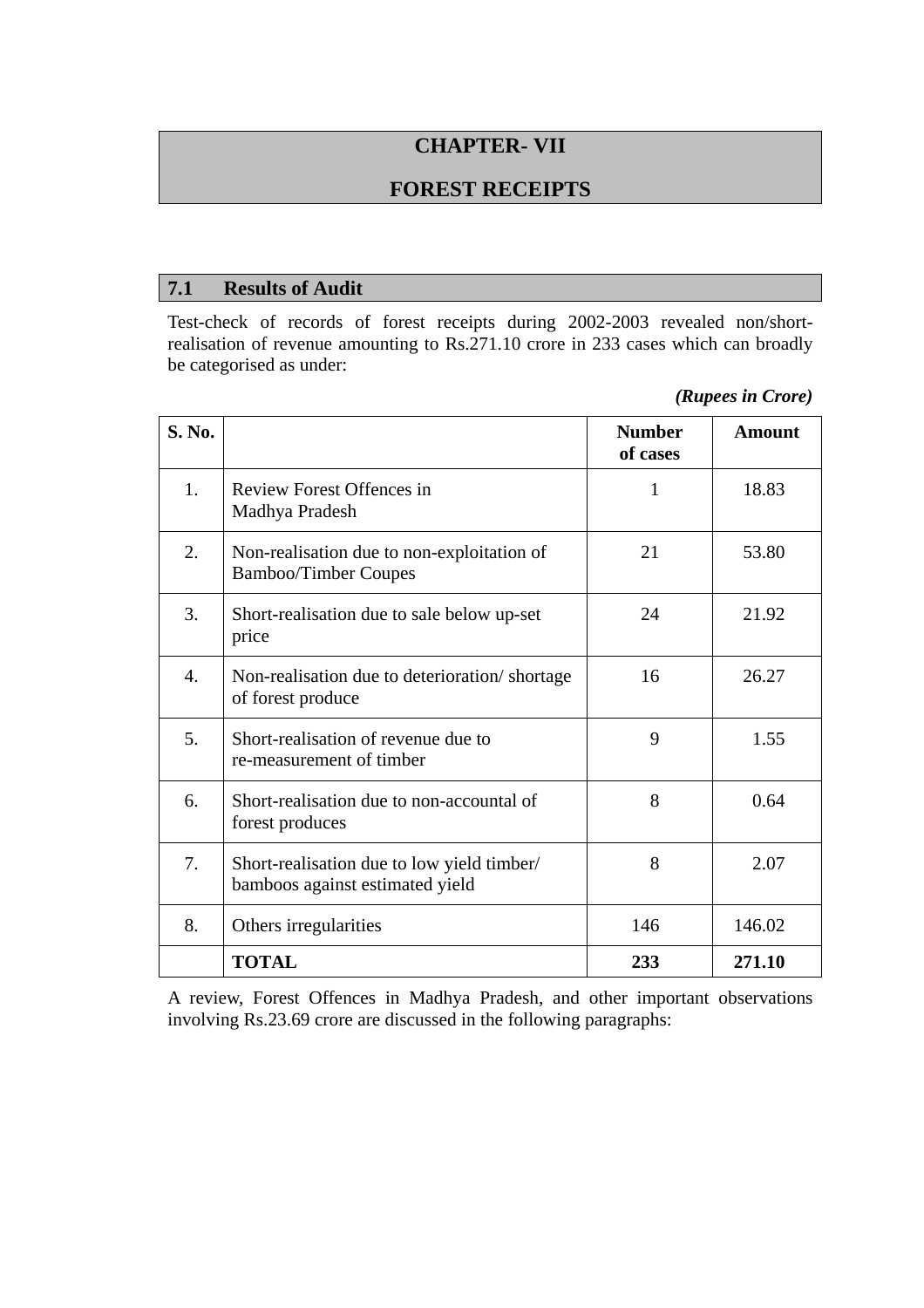# CHAPTER- VII

# FOREST RECEIPTS

## 7.1 Results of Audit

Test-check of records of forest receipts during 2002-2003 revealed non/short-realisation of revenue amounting to Rs.271.10 crore in 233 cases which can broadly be categorised as under:

*(Rupees in Crore)*

| S. No. | | Number of cases | Amount |
|---|---|---|---|
| 1. | Review Forest Offences in Madhya Pradesh | 1 | 18.83 |
| 2. | Non-realisation due to non-exploitation of Bamboo/Timber Coupes | 21 | 53.80 |
| 3. | Short-realisation due to sale below up-set price | 24 | 21.92 |
| 4. | Non-realisation due to deterioration/ shortage of forest produce | 16 | 26.27 |
| 5. | Short-realisation of revenue due to re-measurement of timber | 9 | 1.55 |
| 6. | Short-realisation due to non-accountal of forest produces | 8 | 0.64 |
| 7. | Short-realisation due to low yield timber/ bamboos against estimated yield | 8 | 2.07 |
| 8. | Others irregularities | 146 | 146.02 |
| | **TOTAL** | **233** | **271.10** |

A review, Forest Offences in Madhya Pradesh, and other important observations involving Rs.23.69 crore are discussed in the following paragraphs: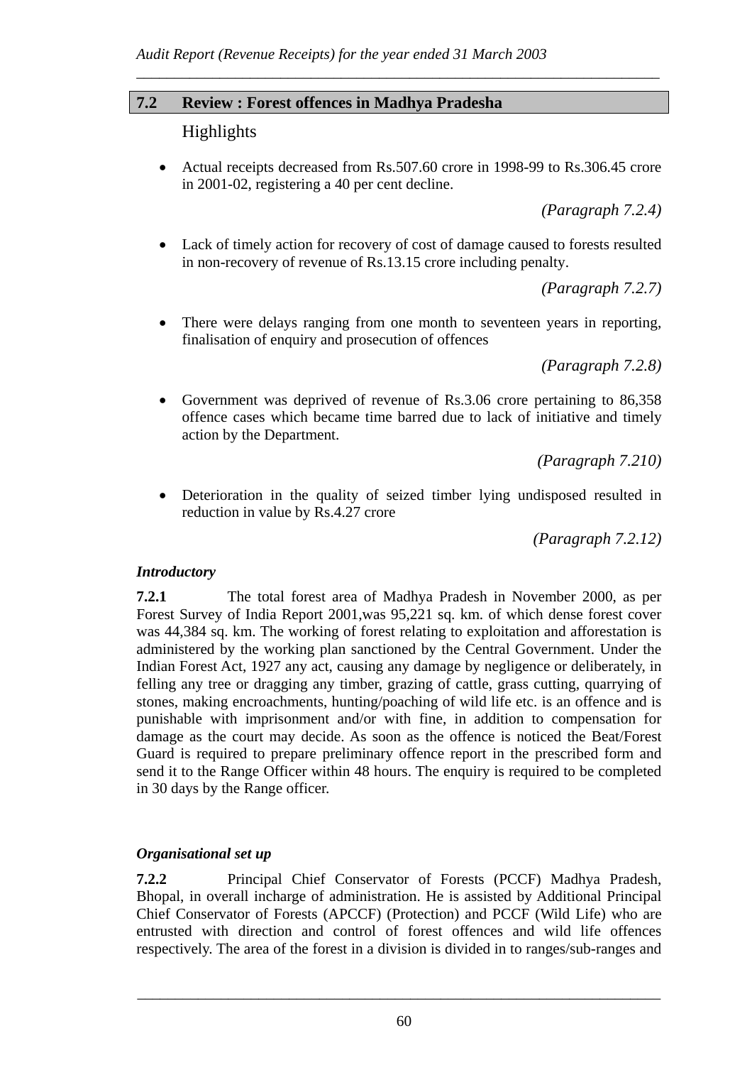## 7.2 Review : Forest offences in Madhya Pradesha

### Highlights

- Actual receipts decreased from Rs.507.60 crore in 1998-99 to Rs.306.45 crore in 2001-02, registering a 40 per cent decline.

  *(Paragraph 7.2.4)*

- Lack of timely action for recovery of cost of damage caused to forests resulted in non-recovery of revenue of Rs.13.15 crore including penalty.

  *(Paragraph 7.2.7)*

- There were delays ranging from one month to seventeen years in reporting, finalisation of enquiry and prosecution of offences

  *(Paragraph 7.2.8)*

- Government was deprived of revenue of Rs.3.06 crore pertaining to 86,358 offence cases which became time barred due to lack of initiative and timely action by the Department.

  *(Paragraph 7.210)*

- Deterioration in the quality of seized timber lying undisposed resulted in reduction in value by Rs.4.27 crore

  *(Paragraph 7.2.12)*

***Introductory***

**7.2.1** The total forest area of Madhya Pradesh in November 2000, as per Forest Survey of India Report 2001,was 95,221 sq. km. of which dense forest cover was 44,384 sq. km. The working of forest relating to exploitation and afforestation is administered by the working plan sanctioned by the Central Government. Under the Indian Forest Act, 1927 any act, causing any damage by negligence or deliberately, in felling any tree or dragging any timber, grazing of cattle, grass cutting, quarrying of stones, making encroachments, hunting/poaching of wild life etc. is an offence and is punishable with imprisonment and/or with fine, in addition to compensation for damage as the court may decide. As soon as the offence is noticed the Beat/Forest Guard is required to prepare preliminary offence report in the prescribed form and send it to the Range Officer within 48 hours. The enquiry is required to be completed in 30 days by the Range officer.

***Organisational set up***

**7.2.2** Principal Chief Conservator of Forests (PCCF) Madhya Pradesh, Bhopal, in overall incharge of administration. He is assisted by Additional Principal Chief Conservator of Forests (APCCF) (Protection) and PCCF (Wild Life) who are entrusted with direction and control of forest offences and wild life offences respectively. The area of the forest in a division is divided in to ranges/sub-ranges and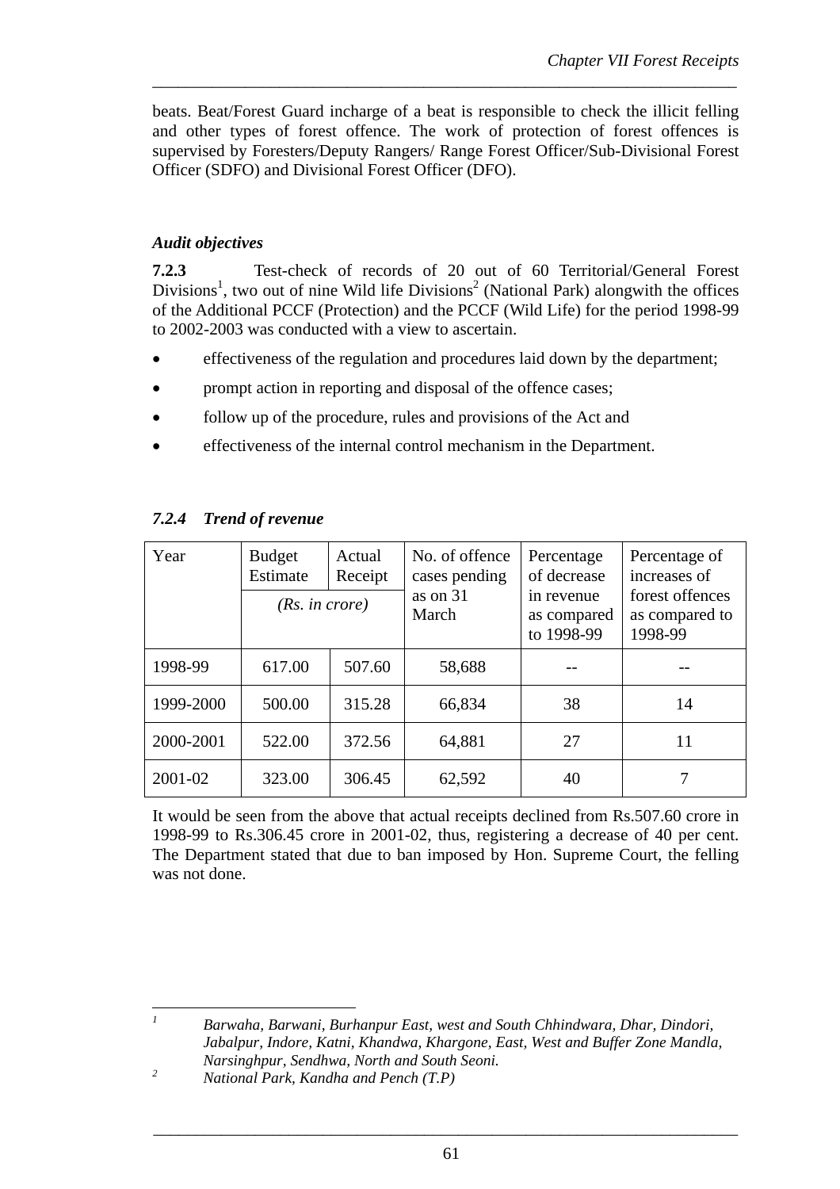beats. Beat/Forest Guard incharge of a beat is responsible to check the illicit felling and other types of forest offence. The work of protection of forest offences is supervised by Foresters/Deputy Rangers/ Range Forest Officer/Sub-Divisional Forest Officer (SDFO) and Divisional Forest Officer (DFO).

### *Audit objectives*

**7.2.3** Test-check of records of 20 out of 60 Territorial/General Forest Divisions[1], two out of nine Wild life Divisions[2] (National Park) alongwith the offices of the Additional PCCF (Protection) and the PCCF (Wild Life) for the period 1998-99 to 2002-2003 was conducted with a view to ascertain.

- effectiveness of the regulation and procedures laid down by the department;
- prompt action in reporting and disposal of the offence cases;
- follow up of the procedure, rules and provisions of the Act and
- effectiveness of the internal control mechanism in the Department.

### *7.2.4 Trend of revenue*

| Year | Budget Estimate | Actual Receipt | No. of offence cases pending as on 31 March | Percentage of decrease in revenue as compared to 1998-99 | Percentage of increases of forest offences as compared to 1998-99 |
|---|---|---|---|---|---|
| | *(Rs. in crore)* | | | | |
| 1998-99 | 617.00 | 507.60 | 58,688 | -- | -- |
| 1999-2000 | 500.00 | 315.28 | 66,834 | 38 | 14 |
| 2000-2001 | 522.00 | 372.56 | 64,881 | 27 | 11 |
| 2001-02 | 323.00 | 306.45 | 62,592 | 40 | 7 |

It would be seen from the above that actual receipts declined from Rs.507.60 crore in 1998-99 to Rs.306.45 crore in 2001-02, thus, registering a decrease of 40 per cent. The Department stated that due to ban imposed by Hon. Supreme Court, the felling was not done.

---

[1] *Barwaha, Barwani, Burhanpur East, west and South Chhindwara, Dhar, Dindori, Jabalpur, Indore, Katni, Khandwa, Khargone, East, West and Buffer Zone Mandla, Narsinghpur, Sendhwa, North and South Seoni.*

[2] *National Park, Kandha and Pench (T.P)*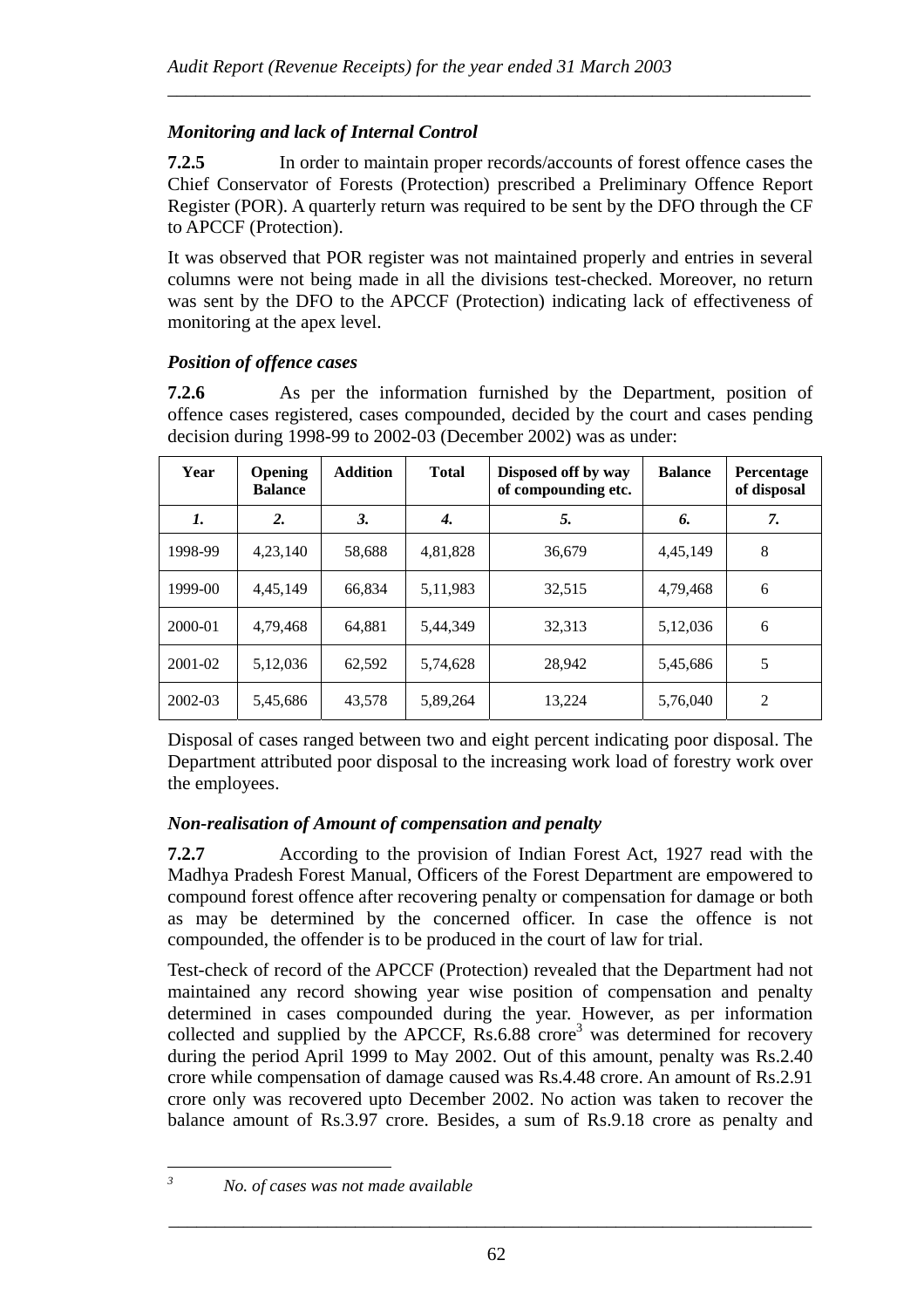### *Monitoring and lack of Internal Control*

**7.2.5** In order to maintain proper records/accounts of forest offence cases the Chief Conservator of Forests (Protection) prescribed a Preliminary Offence Report Register (POR). A quarterly return was required to be sent by the DFO through the CF to APCCF (Protection).

It was observed that POR register was not maintained properly and entries in several columns were not being made in all the divisions test-checked. Moreover, no return was sent by the DFO to the APCCF (Protection) indicating lack of effectiveness of monitoring at the apex level.

### *Position of offence cases*

**7.2.6** As per the information furnished by the Department, position of offence cases registered, cases compounded, decided by the court and cases pending decision during 1998-99 to 2002-03 (December 2002) was as under:

| Year | Opening Balance | Addition | Total | Disposed off by way of compounding etc. | Balance | Percentage of disposal |
|---|---|---|---|---|---|---|
| *1.* | *2.* | *3.* | *4.* | *5.* | *6.* | *7.* |
| 1998-99 | 4,23,140 | 58,688 | 4,81,828 | 36,679 | 4,45,149 | 8 |
| 1999-00 | 4,45,149 | 66,834 | 5,11,983 | 32,515 | 4,79,468 | 6 |
| 2000-01 | 4,79,468 | 64,881 | 5,44,349 | 32,313 | 5,12,036 | 6 |
| 2001-02 | 5,12,036 | 62,592 | 5,74,628 | 28,942 | 5,45,686 | 5 |
| 2002-03 | 5,45,686 | 43,578 | 5,89,264 | 13,224 | 5,76,040 | 2 |

Disposal of cases ranged between two and eight percent indicating poor disposal. The Department attributed poor disposal to the increasing work load of forestry work over the employees.

### *Non-realisation of Amount of compensation and penalty*

**7.2.7** According to the provision of Indian Forest Act, 1927 read with the Madhya Pradesh Forest Manual, Officers of the Forest Department are empowered to compound forest offence after recovering penalty or compensation for damage or both as may be determined by the concerned officer. In case the offence is not compounded, the offender is to be produced in the court of law for trial.

Test-check of record of the APCCF (Protection) revealed that the Department had not maintained any record showing year wise position of compensation and penalty determined in cases compounded during the year. However, as per information collected and supplied by the APCCF, Rs.6.88 crore[3] was determined for recovery during the period April 1999 to May 2002. Out of this amount, penalty was Rs.2.40 crore while compensation of damage caused was Rs.4.48 crore. An amount of Rs.2.91 crore only was recovered upto December 2002. No action was taken to recover the balance amount of Rs.3.97 crore. Besides, a sum of Rs.9.18 crore as penalty and

---

[3] *No. of cases was not made available*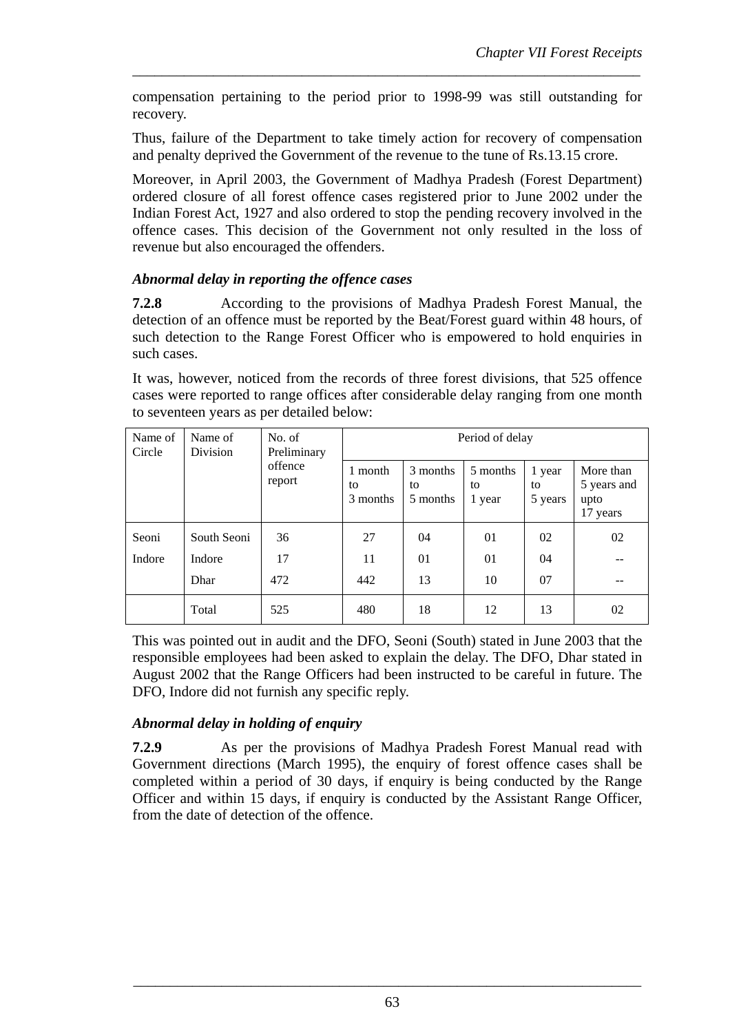compensation pertaining to the period prior to 1998-99 was still outstanding for recovery.

Thus, failure of the Department to take timely action for recovery of compensation and penalty deprived the Government of the revenue to the tune of Rs.13.15 crore.

Moreover, in April 2003, the Government of Madhya Pradesh (Forest Department) ordered closure of all forest offence cases registered prior to June 2002 under the Indian Forest Act, 1927 and also ordered to stop the pending recovery involved in the offence cases. This decision of the Government not only resulted in the loss of revenue but also encouraged the offenders.

### *Abnormal delay in reporting the offence cases*

**7.2.8** According to the provisions of Madhya Pradesh Forest Manual, the detection of an offence must be reported by the Beat/Forest guard within 48 hours, of such detection to the Range Forest Officer who is empowered to hold enquiries in such cases.

It was, however, noticed from the records of three forest divisions, that 525 offence cases were reported to range offices after considerable delay ranging from one month to seventeen years as per detailed below:

| Name of Circle | Name of Division | No. of Preliminary offence report | Period of delay | | | | |
|---|---|---|---|---|---|---|---|
| | | | 1 month to 3 months | 3 months to 5 months | 5 months to 1 year | 1 year to 5 years | More than 5 years and upto 17 years |
| Seoni | South Seoni | 36 | 27 | 04 | 01 | 02 | 02 |
| Indore | Indore | 17 | 11 | 01 | 01 | 04 | -- |
| | Dhar | 472 | 442 | 13 | 10 | 07 | -- |
| | Total | 525 | 480 | 18 | 12 | 13 | 02 |

This was pointed out in audit and the DFO, Seoni (South) stated in June 2003 that the responsible employees had been asked to explain the delay. The DFO, Dhar stated in August 2002 that the Range Officers had been instructed to be careful in future. The DFO, Indore did not furnish any specific reply.

### *Abnormal delay in holding of enquiry*

**7.2.9** As per the provisions of Madhya Pradesh Forest Manual read with Government directions (March 1995), the enquiry of forest offence cases shall be completed within a period of 30 days, if enquiry is being conducted by the Range Officer and within 15 days, if enquiry is conducted by the Assistant Range Officer, from the date of detection of the offence.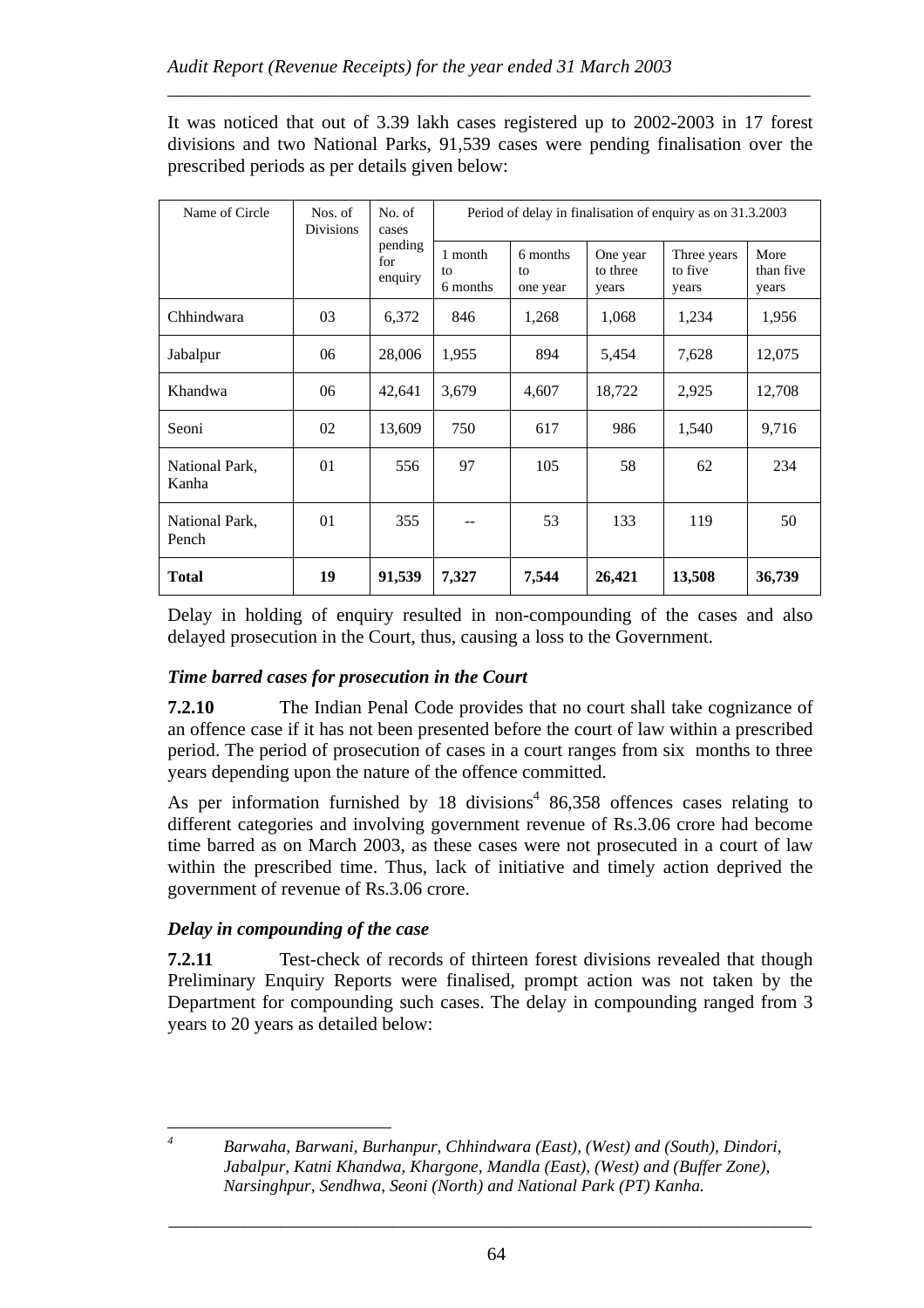It was noticed that out of 3.39 lakh cases registered up to 2002-2003 in 17 forest divisions and two National Parks, 91,539 cases were pending finalisation over the prescribed periods as per details given below:

| Name of Circle | Nos. of Divisions | No. of cases pending for enquiry | Period of delay in finalisation of enquiry as on 31.3.2003 | | | | |
|---|---|---|---|---|---|---|---|
| | | | 1 month to 6 months | 6 months to one year | One year to three years | Three years to five years | More than five years |
| Chhindwara | 03 | 6,372 | 846 | 1,268 | 1,068 | 1,234 | 1,956 |
| Jabalpur | 06 | 28,006 | 1,955 | 894 | 5,454 | 7,628 | 12,075 |
| Khandwa | 06 | 42,641 | 3,679 | 4,607 | 18,722 | 2,925 | 12,708 |
| Seoni | 02 | 13,609 | 750 | 617 | 986 | 1,540 | 9,716 |
| National Park, Kanha | 01 | 556 | 97 | 105 | 58 | 62 | 234 |
| National Park, Pench | 01 | 355 | -- | 53 | 133 | 119 | 50 |
| **Total** | **19** | **91,539** | **7,327** | **7,544** | **26,421** | **13,508** | **36,739** |

Delay in holding of enquiry resulted in non-compounding of the cases and also delayed prosecution in the Court, thus, causing a loss to the Government.

### *Time barred cases for prosecution in the Court*

**7.2.10** The Indian Penal Code provides that no court shall take cognizance of an offence case if it has not been presented before the court of law within a prescribed period. The period of prosecution of cases in a court ranges from six months to three years depending upon the nature of the offence committed.

As per information furnished by 18 divisions[4] 86,358 offences cases relating to different categories and involving government revenue of Rs.3.06 crore had become time barred as on March 2003, as these cases were not prosecuted in a court of law within the prescribed time. Thus, lack of initiative and timely action deprived the government of revenue of Rs.3.06 crore.

### *Delay in compounding of the case*

**7.2.11** Test-check of records of thirteen forest divisions revealed that though Preliminary Enquiry Reports were finalised, prompt action was not taken by the Department for compounding such cases. The delay in compounding ranged from 3 years to 20 years as detailed below:

---

[4] *Barwaha, Barwani, Burhanpur, Chhindwara (East), (West) and (South), Dindori, Jabalpur, Katni Khandwa, Khargone, Mandla (East), (West) and (Buffer Zone), Narsinghpur, Sendhwa, Seoni (North) and National Park (PT) Kanha.*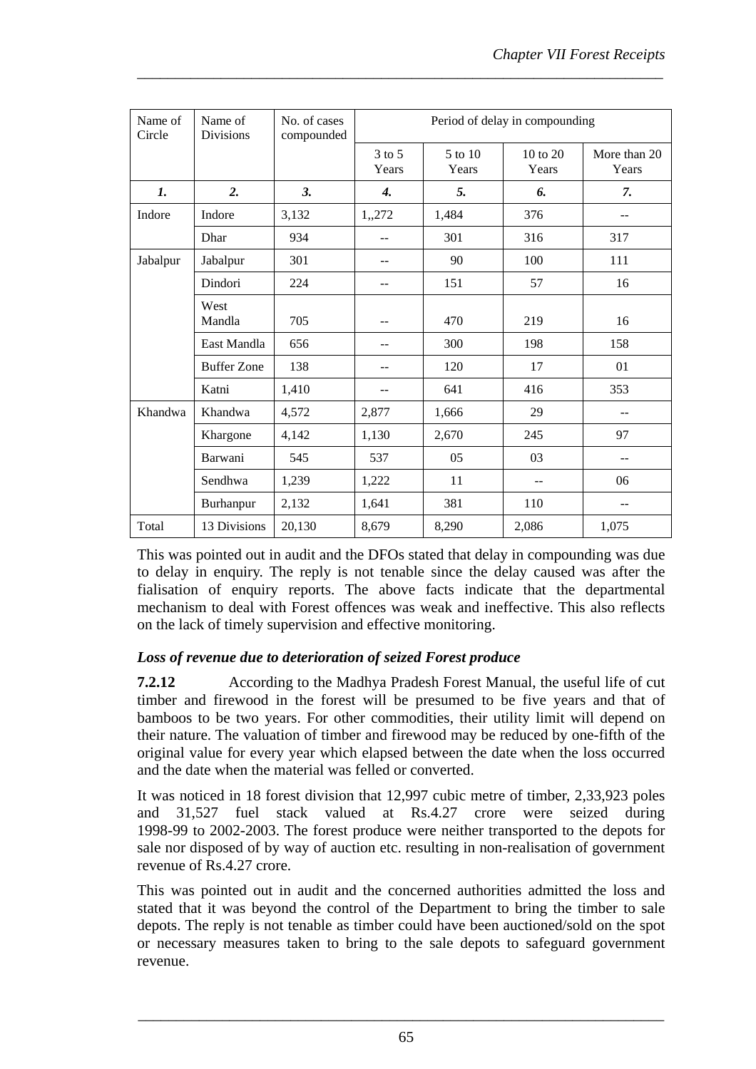| Name of Circle | Name of Divisions | No. of cases compounded | Period of delay in compounding | | | |
|---|---|---|---|---|---|---|
| | | | 3 to 5 Years | 5 to 10 Years | 10 to 20 Years | More than 20 Years |
| ***1.*** | ***2.*** | ***3.*** | ***4.*** | ***5.*** | ***6.*** | ***7.*** |
| Indore | Indore | 3,132 | 1,,272 | 1,484 | 376 | -- |
| | Dhar | 934 | -- | 301 | 316 | 317 |
| Jabalpur | Jabalpur | 301 | -- | 90 | 100 | 111 |
| | Dindori | 224 | -- | 151 | 57 | 16 |
| | West Mandla | 705 | -- | 470 | 219 | 16 |
| | East Mandla | 656 | -- | 300 | 198 | 158 |
| | Buffer Zone | 138 | -- | 120 | 17 | 01 |
| | Katni | 1,410 | -- | 641 | 416 | 353 |
| Khandwa | Khandwa | 4,572 | 2,877 | 1,666 | 29 | -- |
| | Khargone | 4,142 | 1,130 | 2,670 | 245 | 97 |
| | Barwani | 545 | 537 | 05 | 03 | -- |
| | Sendhwa | 1,239 | 1,222 | 11 | -- | 06 |
| | Burhanpur | 2,132 | 1,641 | 381 | 110 | -- |
| Total | 13 Divisions | 20,130 | 8,679 | 8,290 | 2,086 | 1,075 |

This was pointed out in audit and the DFOs stated that delay in compounding was due to delay in enquiry. The reply is not tenable since the delay caused was after the fialisation of enquiry reports. The above facts indicate that the departmental mechanism to deal with Forest offences was weak and ineffective. This also reflects on the lack of timely supervision and effective monitoring.

***Loss of revenue due to deterioration of seized Forest produce***

**7.2.12** According to the Madhya Pradesh Forest Manual, the useful life of cut timber and firewood in the forest will be presumed to be five years and that of bamboos to be two years. For other commodities, their utility limit will depend on their nature. The valuation of timber and firewood may be reduced by one-fifth of the original value for every year which elapsed between the date when the loss occurred and the date when the material was felled or converted.

It was noticed in 18 forest division that 12,997 cubic metre of timber, 2,33,923 poles and 31,527 fuel stack valued at Rs.4.27 crore were seized during 1998-99 to 2002-2003. The forest produce were neither transported to the depots for sale nor disposed of by way of auction etc. resulting in non-realisation of government revenue of Rs.4.27 crore.

This was pointed out in audit and the concerned authorities admitted the loss and stated that it was beyond the control of the Department to bring the timber to sale depots. The reply is not tenable as timber could have been auctioned/sold on the spot or necessary measures taken to bring to the sale depots to safeguard government revenue.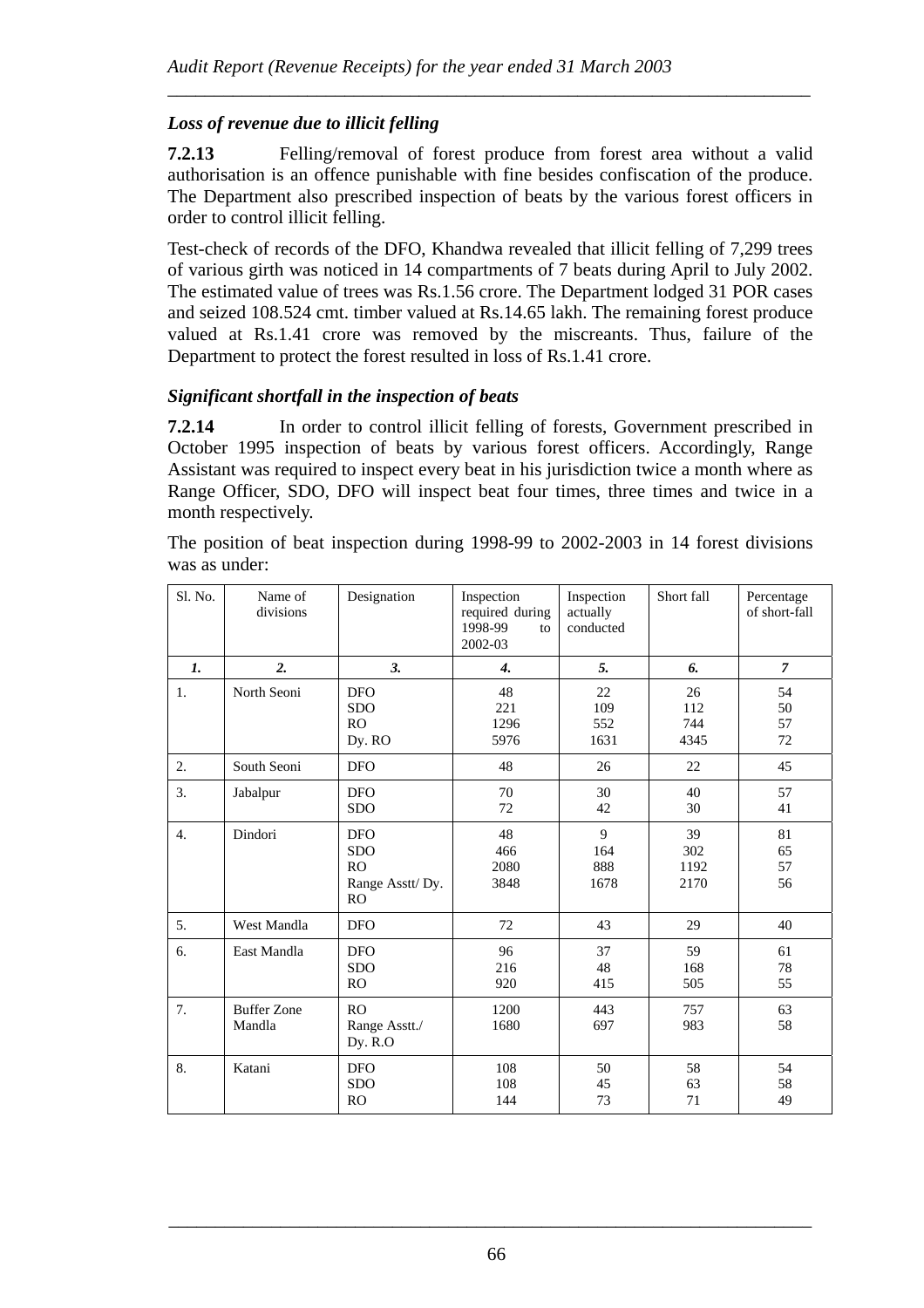*Loss of revenue due to illicit felling*

**7.2.13** Felling/removal of forest produce from forest area without a valid authorisation is an offence punishable with fine besides confiscation of the produce. The Department also prescribed inspection of beats by the various forest officers in order to control illicit felling.

Test-check of records of the DFO, Khandwa revealed that illicit felling of 7,299 trees of various girth was noticed in 14 compartments of 7 beats during April to July 2002. The estimated value of trees was Rs.1.56 crore. The Department lodged 31 POR cases and seized 108.524 cmt. timber valued at Rs.14.65 lakh. The remaining forest produce valued at Rs.1.41 crore was removed by the miscreants. Thus, failure of the Department to protect the forest resulted in loss of Rs.1.41 crore.

*Significant shortfall in the inspection of beats*

**7.2.14** In order to control illicit felling of forests, Government prescribed in October 1995 inspection of beats by various forest officers. Accordingly, Range Assistant was required to inspect every beat in his jurisdiction twice a month where as Range Officer, SDO, DFO will inspect beat four times, three times and twice in a month respectively.

The position of beat inspection during 1998-99 to 2002-2003 in 14 forest divisions was as under:

| Sl. No. | Name of divisions | Designation | Inspection required during 1998-99 to 2002-03 | Inspection actually conducted | Short fall | Percentage of short-fall |
|---|---|---|---|---|---|---|
| *1.* | *2.* | *3.* | *4.* | *5.* | *6.* | *7* |
| 1. | North Seoni | DFO<br>SDO<br>RO<br>Dy. RO | 48<br>221<br>1296<br>5976 | 22<br>109<br>552<br>1631 | 26<br>112<br>744<br>4345 | 54<br>50<br>57<br>72 |
| 2. | South Seoni | DFO | 48 | 26 | 22 | 45 |
| 3. | Jabalpur | DFO<br>SDO | 70<br>72 | 30<br>42 | 40<br>30 | 57<br>41 |
| 4. | Dindori | DFO<br>SDO<br>RO<br>Range Asstt/ Dy. RO | 48<br>466<br>2080<br>3848 | 9<br>164<br>888<br>1678 | 39<br>302<br>1192<br>2170 | 81<br>65<br>57<br>56 |
| 5. | West Mandla | DFO | 72 | 43 | 29 | 40 |
| 6. | East Mandla | DFO<br>SDO<br>RO | 96<br>216<br>920 | 37<br>48<br>415 | 59<br>168<br>505 | 61<br>78<br>55 |
| 7. | Buffer Zone Mandla | RO<br>Range Asstt./ Dy. R.O | 1200<br>1680 | 443<br>697 | 757<br>983 | 63<br>58 |
| 8. | Katani | DFO<br>SDO<br>RO | 108<br>108<br>144 | 50<br>45<br>73 | 58<br>63<br>71 | 54<br>58<br>49 |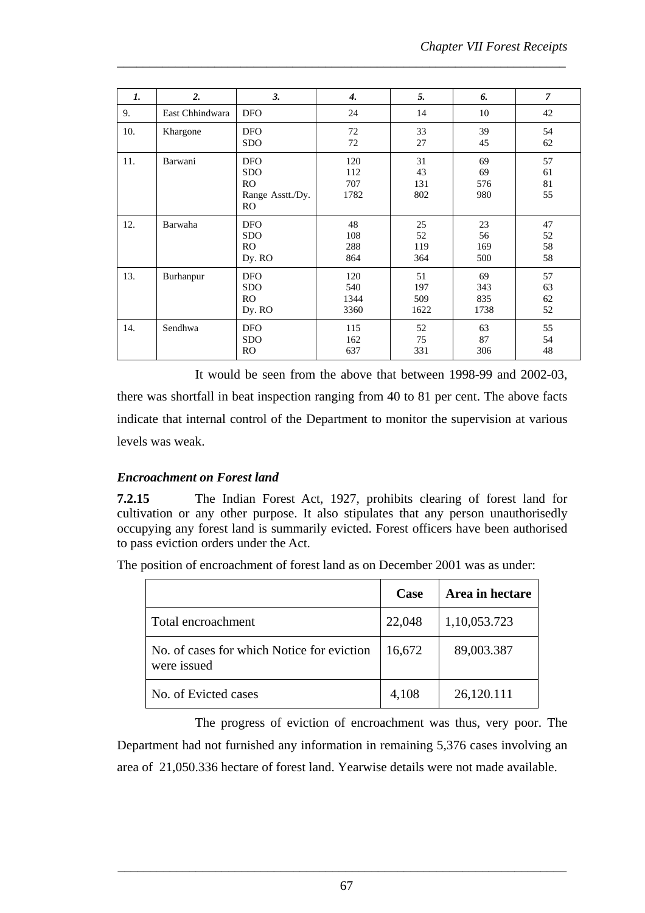| *1.* | *2.* | *3.* | *4.* | *5.* | *6.* | *7* |
|---|---|---|---|---|---|---|
| 9. | East Chhindwara | DFO | 24 | 14 | 10 | 42 |
| 10. | Khargone | DFO<br>SDO | 72<br>72 | 33<br>27 | 39<br>45 | 54<br>62 |
| 11. | Barwani | DFO<br>SDO<br>RO<br>Range Asstt./Dy. RO | 120<br>112<br>707<br>1782 | 31<br>43<br>131<br>802 | 69<br>69<br>576<br>980 | 57<br>61<br>81<br>55 |
| 12. | Barwaha | DFO<br>SDO<br>RO<br>Dy. RO | 48<br>108<br>288<br>864 | 25<br>52<br>119<br>364 | 23<br>56<br>169<br>500 | 47<br>52<br>58<br>58 |
| 13. | Burhanpur | DFO<br>SDO<br>RO<br>Dy. RO | 120<br>540<br>1344<br>3360 | 51<br>197<br>509<br>1622 | 69<br>343<br>835<br>1738 | 57<br>63<br>62<br>52 |
| 14. | Sendhwa | DFO<br>SDO<br>RO | 115<br>162<br>637 | 52<br>75<br>331 | 63<br>87<br>306 | 55<br>54<br>48 |

It would be seen from the above that between 1998-99 and 2002-03, there was shortfall in beat inspection ranging from 40 to 81 per cent. The above facts indicate that internal control of the Department to monitor the supervision at various levels was weak.

### *Encroachment on Forest land*

**7.2.15** The Indian Forest Act, 1927, prohibits clearing of forest land for cultivation or any other purpose. It also stipulates that any person unauthorisedly occupying any forest land is summarily evicted. Forest officers have been authorised to pass eviction orders under the Act.

The position of encroachment of forest land as on December 2001 was as under:

| | **Case** | **Area in hectare** |
|---|---|---|
| Total encroachment | 22,048 | 1,10,053.723 |
| No. of cases for which Notice for eviction were issued | 16,672 | 89,003.387 |
| No. of Evicted cases | 4,108 | 26,120.111 |

The progress of eviction of encroachment was thus, very poor. The Department had not furnished any information in remaining 5,376 cases involving an area of 21,050.336 hectare of forest land. Yearwise details were not made available.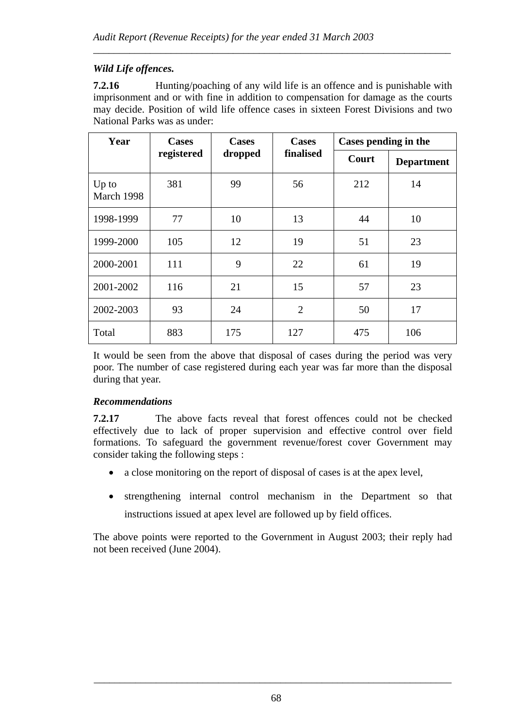*Wild Life offences.*

**7.2.16** Hunting/poaching of any wild life is an offence and is punishable with imprisonment and or with fine in addition to compensation for damage as the courts may decide. Position of wild life offence cases in sixteen Forest Divisions and two National Parks was as under:

| Year | Cases registered | Cases dropped | Cases finalised | Cases pending in the | |
|---|---|---|---|---|---|
| | | | | Court | Department |
| Up to March 1998 | 381 | 99 | 56 | 212 | 14 |
| 1998-1999 | 77 | 10 | 13 | 44 | 10 |
| 1999-2000 | 105 | 12 | 19 | 51 | 23 |
| 2000-2001 | 111 | 9 | 22 | 61 | 19 |
| 2001-2002 | 116 | 21 | 15 | 57 | 23 |
| 2002-2003 | 93 | 24 | 2 | 50 | 17 |
| Total | 883 | 175 | 127 | 475 | 106 |

It would be seen from the above that disposal of cases during the period was very poor. The number of case registered during each year was far more than the disposal during that year.

*Recommendations*

**7.2.17** The above facts reveal that forest offences could not be checked effectively due to lack of proper supervision and effective control over field formations. To safeguard the government revenue/forest cover Government may consider taking the following steps :

- a close monitoring on the report of disposal of cases is at the apex level,
- strengthening internal control mechanism in the Department so that instructions issued at apex level are followed up by field offices.

The above points were reported to the Government in August 2003; their reply had not been received (June 2004).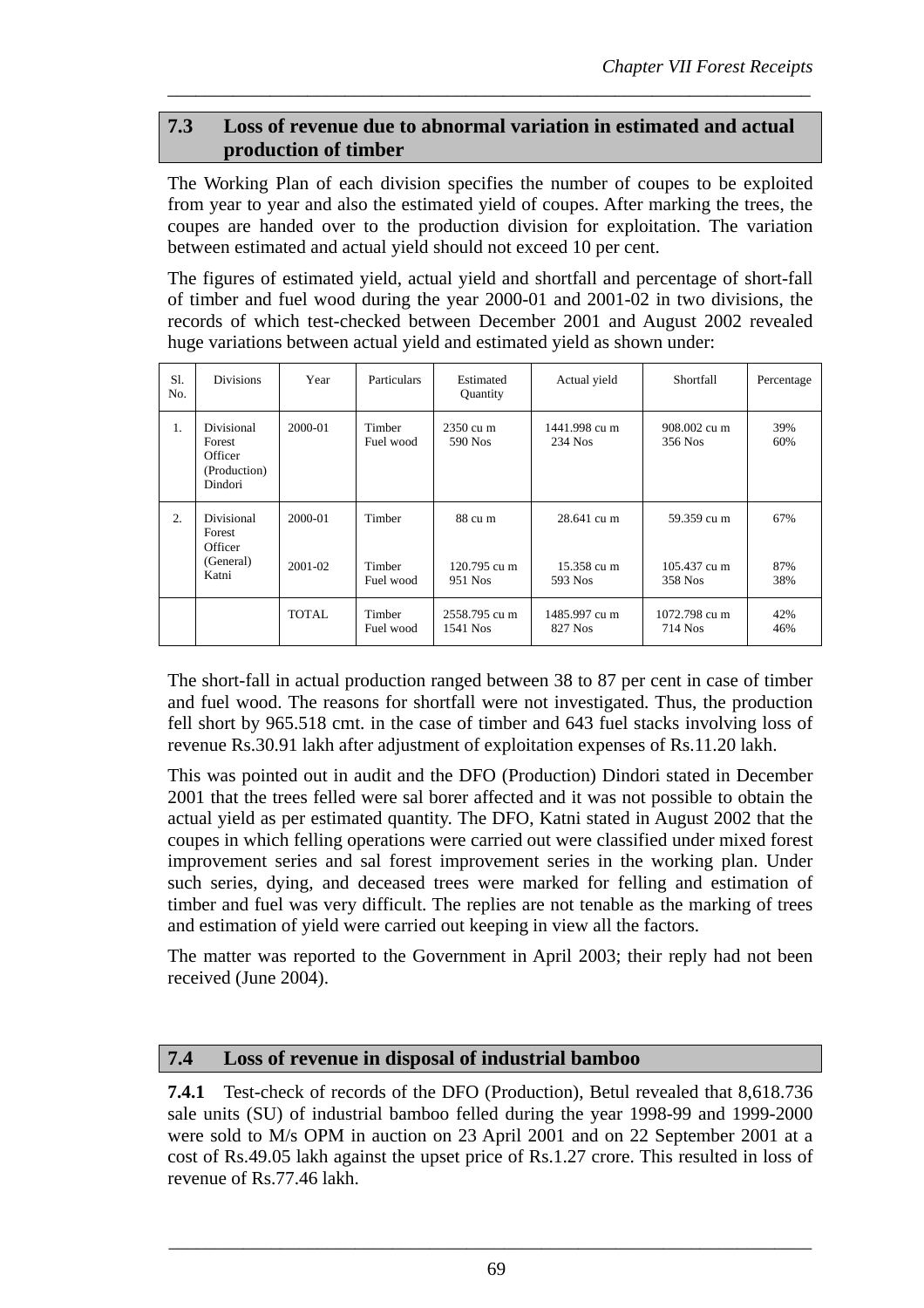## 7.3 Loss of revenue due to abnormal variation in estimated and actual production of timber

The Working Plan of each division specifies the number of coupes to be exploited from year to year and also the estimated yield of coupes. After marking the trees, the coupes are handed over to the production division for exploitation. The variation between estimated and actual yield should not exceed 10 per cent.

The figures of estimated yield, actual yield and shortfall and percentage of short-fall of timber and fuel wood during the year 2000-01 and 2001-02 in two divisions, the records of which test-checked between December 2001 and August 2002 revealed huge variations between actual yield and estimated yield as shown under:

| Sl. No. | Divisions | Year | Particulars | Estimated Quantity | Actual yield | Shortfall | Percentage |
|---|---|---|---|---|---|---|---|
| 1. | Divisional Forest Officer (Production) Dindori | 2000-01 | Timber<br>Fuel wood | 2350 cu m<br>590 Nos | 1441.998 cu m<br>234 Nos | 908.002 cu m<br>356 Nos | 39%<br>60% |
| 2. | Divisional Forest Officer (General) Katni | 2000-01 | Timber | 88 cu m | 28.641 cu m | 59.359 cu m | 67% |
| | | 2001-02 | Timber<br>Fuel wood | 120.795 cu m<br>951 Nos | 15.358 cu m<br>593 Nos | 105.437 cu m<br>358 Nos | 87%<br>38% |
| | | TOTAL | Timber<br>Fuel wood | 2558.795 cu m<br>1541 Nos | 1485.997 cu m<br>827 Nos | 1072.798 cu m<br>714 Nos | 42%<br>46% |

The short-fall in actual production ranged between 38 to 87 per cent in case of timber and fuel wood. The reasons for shortfall were not investigated. Thus, the production fell short by 965.518 cmt. in the case of timber and 643 fuel stacks involving loss of revenue Rs.30.91 lakh after adjustment of exploitation expenses of Rs.11.20 lakh.

This was pointed out in audit and the DFO (Production) Dindori stated in December 2001 that the trees felled were sal borer affected and it was not possible to obtain the actual yield as per estimated quantity. The DFO, Katni stated in August 2002 that the coupes in which felling operations were carried out were classified under mixed forest improvement series and sal forest improvement series in the working plan. Under such series, dying, and deceased trees were marked for felling and estimation of timber and fuel was very difficult. The replies are not tenable as the marking of trees and estimation of yield were carried out keeping in view all the factors.

The matter was reported to the Government in April 2003; their reply had not been received (June 2004).

## 7.4 Loss of revenue in disposal of industrial bamboo

**7.4.1** Test-check of records of the DFO (Production), Betul revealed that 8,618.736 sale units (SU) of industrial bamboo felled during the year 1998-99 and 1999-2000 were sold to M/s OPM in auction on 23 April 2001 and on 22 September 2001 at a cost of Rs.49.05 lakh against the upset price of Rs.1.27 crore. This resulted in loss of revenue of Rs.77.46 lakh.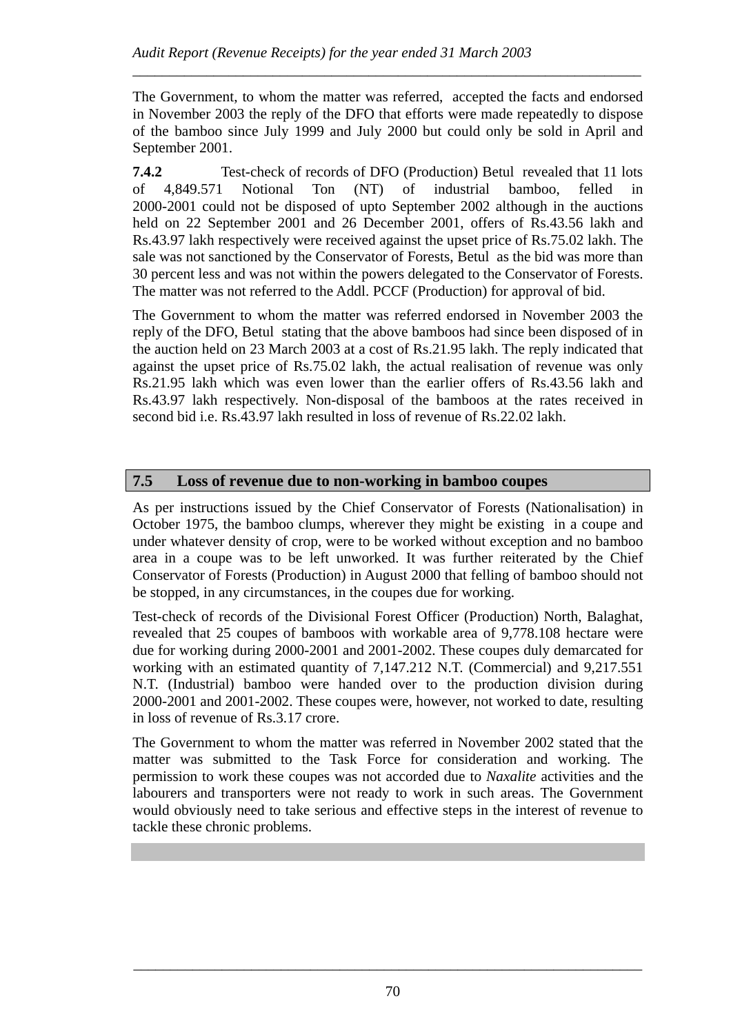The Government, to whom the matter was referred, accepted the facts and endorsed in November 2003 the reply of the DFO that efforts were made repeatedly to dispose of the bamboo since July 1999 and July 2000 but could only be sold in April and September 2001.

**7.4.2** Test-check of records of DFO (Production) Betul revealed that 11 lots of 4,849.571 Notional Ton (NT) of industrial bamboo, felled in 2000-2001 could not be disposed of upto September 2002 although in the auctions held on 22 September 2001 and 26 December 2001, offers of Rs.43.56 lakh and Rs.43.97 lakh respectively were received against the upset price of Rs.75.02 lakh. The sale was not sanctioned by the Conservator of Forests, Betul as the bid was more than 30 percent less and was not within the powers delegated to the Conservator of Forests. The matter was not referred to the Addl. PCCF (Production) for approval of bid.

The Government to whom the matter was referred endorsed in November 2003 the reply of the DFO, Betul stating that the above bamboos had since been disposed of in the auction held on 23 March 2003 at a cost of Rs.21.95 lakh. The reply indicated that against the upset price of Rs.75.02 lakh, the actual realisation of revenue was only Rs.21.95 lakh which was even lower than the earlier offers of Rs.43.56 lakh and Rs.43.97 lakh respectively. Non-disposal of the bamboos at the rates received in second bid i.e. Rs.43.97 lakh resulted in loss of revenue of Rs.22.02 lakh.

## 7.5 Loss of revenue due to non-working in bamboo coupes

As per instructions issued by the Chief Conservator of Forests (Nationalisation) in October 1975, the bamboo clumps, wherever they might be existing in a coupe and under whatever density of crop, were to be worked without exception and no bamboo area in a coupe was to be left unworked. It was further reiterated by the Chief Conservator of Forests (Production) in August 2000 that felling of bamboo should not be stopped, in any circumstances, in the coupes due for working.

Test-check of records of the Divisional Forest Officer (Production) North, Balaghat, revealed that 25 coupes of bamboos with workable area of 9,778.108 hectare were due for working during 2000-2001 and 2001-2002. These coupes duly demarcated for working with an estimated quantity of 7,147.212 N.T. (Commercial) and 9,217.551 N.T. (Industrial) bamboo were handed over to the production division during 2000-2001 and 2001-2002. These coupes were, however, not worked to date, resulting in loss of revenue of Rs.3.17 crore.

The Government to whom the matter was referred in November 2002 stated that the matter was submitted to the Task Force for consideration and working. The permission to work these coupes was not accorded due to *Naxalite* activities and the labourers and transporters were not ready to work in such areas. The Government would obviously need to take serious and effective steps in the interest of revenue to tackle these chronic problems.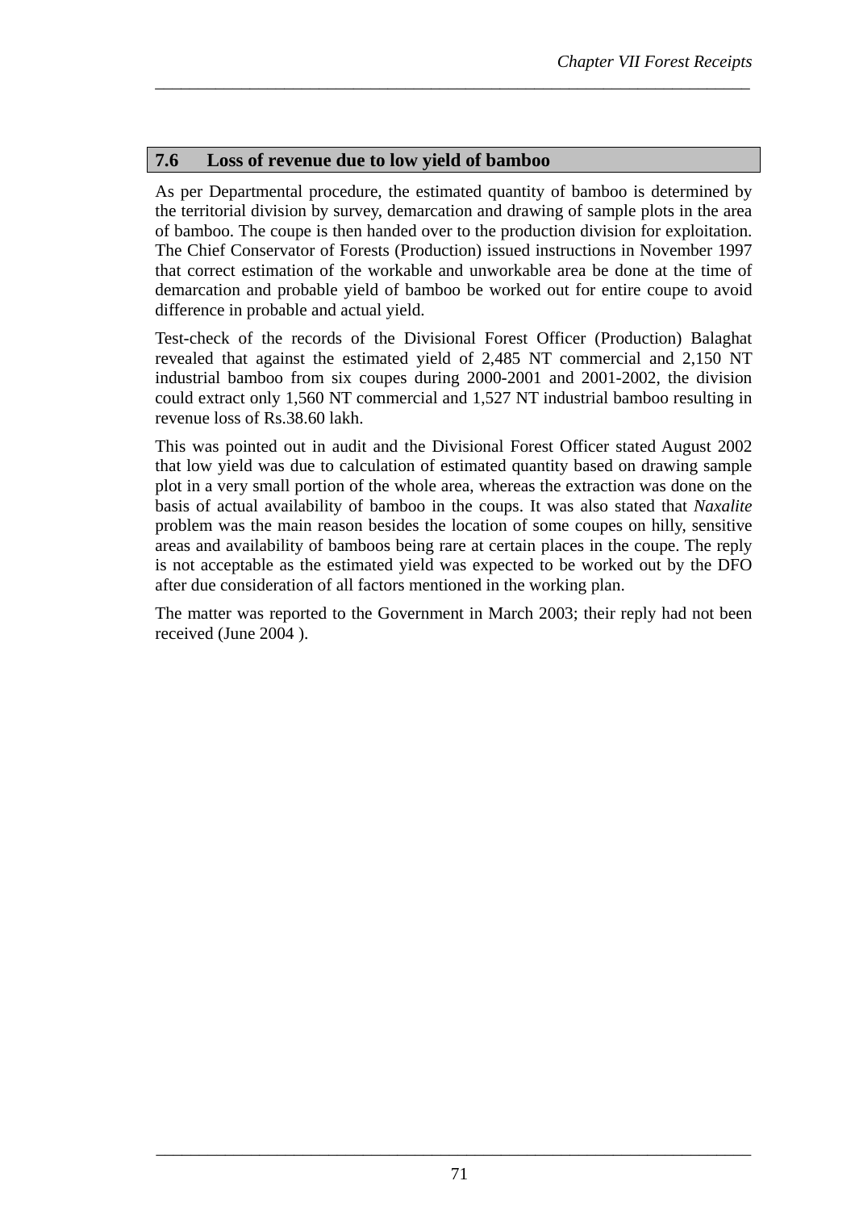## 7.6 Loss of revenue due to low yield of bamboo

As per Departmental procedure, the estimated quantity of bamboo is determined by the territorial division by survey, demarcation and drawing of sample plots in the area of bamboo. The coupe is then handed over to the production division for exploitation. The Chief Conservator of Forests (Production) issued instructions in November 1997 that correct estimation of the workable and unworkable area be done at the time of demarcation and probable yield of bamboo be worked out for entire coupe to avoid difference in probable and actual yield.

Test-check of the records of the Divisional Forest Officer (Production) Balaghat revealed that against the estimated yield of 2,485 NT commercial and 2,150 NT industrial bamboo from six coupes during 2000-2001 and 2001-2002, the division could extract only 1,560 NT commercial and 1,527 NT industrial bamboo resulting in revenue loss of Rs.38.60 lakh.

This was pointed out in audit and the Divisional Forest Officer stated August 2002 that low yield was due to calculation of estimated quantity based on drawing sample plot in a very small portion of the whole area, whereas the extraction was done on the basis of actual availability of bamboo in the coups. It was also stated that *Naxalite* problem was the main reason besides the location of some coupes on hilly, sensitive areas and availability of bamboos being rare at certain places in the coupe. The reply is not acceptable as the estimated yield was expected to be worked out by the DFO after due consideration of all factors mentioned in the working plan.

The matter was reported to the Government in March 2003; their reply had not been received (June 2004 ).